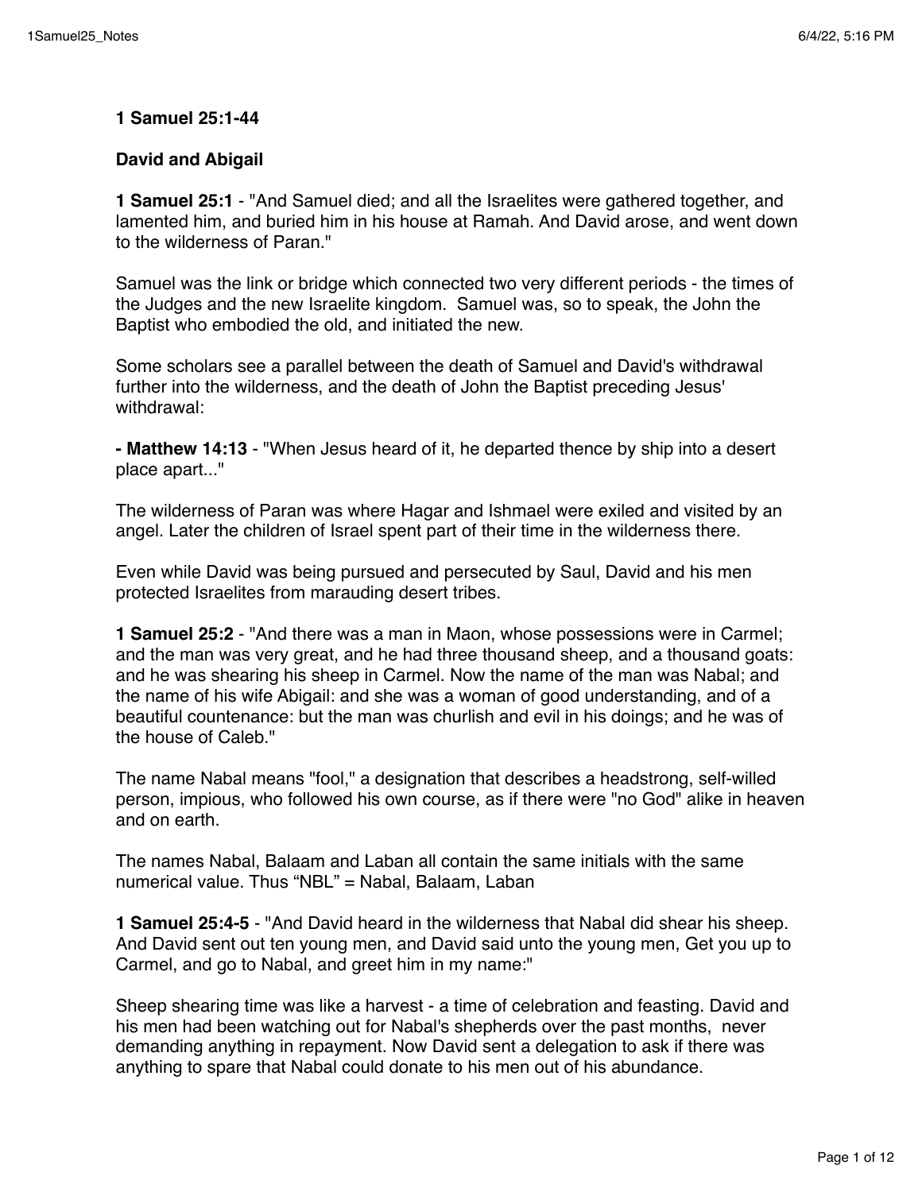**1 Samuel 25:1-44**

**David and Abigail**

**1 Samuel 25:1** - "And Samuel died; and all the Israelites were gathered together, and lamented him, and buried him in his house at Ramah. And David arose, and went down to the wilderness of Paran."

Samuel was the link or bridge which connected two very different periods - the times of the Judges and the new Israelite kingdom. Samuel was, so to speak, the John the Baptist who embodied the old, and initiated the new.

Some scholars see a parallel between the death of Samuel and David's withdrawal further into the wilderness, and the death of John the Baptist preceding Jesus' withdrawal:

**- Matthew 14:13** - "When Jesus heard of it, he departed thence by ship into a desert place apart..."

The wilderness of Paran was where Hagar and Ishmael were exiled and visited by an angel. Later the children of Israel spent part of their time in the wilderness there.

Even while David was being pursued and persecuted by Saul, David and his men protected Israelites from marauding desert tribes.

**1 Samuel 25:2** - "And there was a man in Maon, whose possessions were in Carmel; and the man was very great, and he had three thousand sheep, and a thousand goats: and he was shearing his sheep in Carmel. Now the name of the man was Nabal; and the name of his wife Abigail: and she was a woman of good understanding, and of a beautiful countenance: but the man was churlish and evil in his doings; and he was of the house of Caleb."

The name Nabal means "fool," a designation that describes a headstrong, self-willed person, impious, who followed his own course, as if there were "no God" alike in heaven and on earth.

The names Nabal, Balaam and Laban all contain the same initials with the same numerical value. Thus "NBL" = Nabal, Balaam, Laban

**1 Samuel 25:4-5** - "And David heard in the wilderness that Nabal did shear his sheep. And David sent out ten young men, and David said unto the young men, Get you up to Carmel, and go to Nabal, and greet him in my name:"

Sheep shearing time was like a harvest - a time of celebration and feasting. David and his men had been watching out for Nabal's shepherds over the past months, never demanding anything in repayment. Now David sent a delegation to ask if there was anything to spare that Nabal could donate to his men out of his abundance.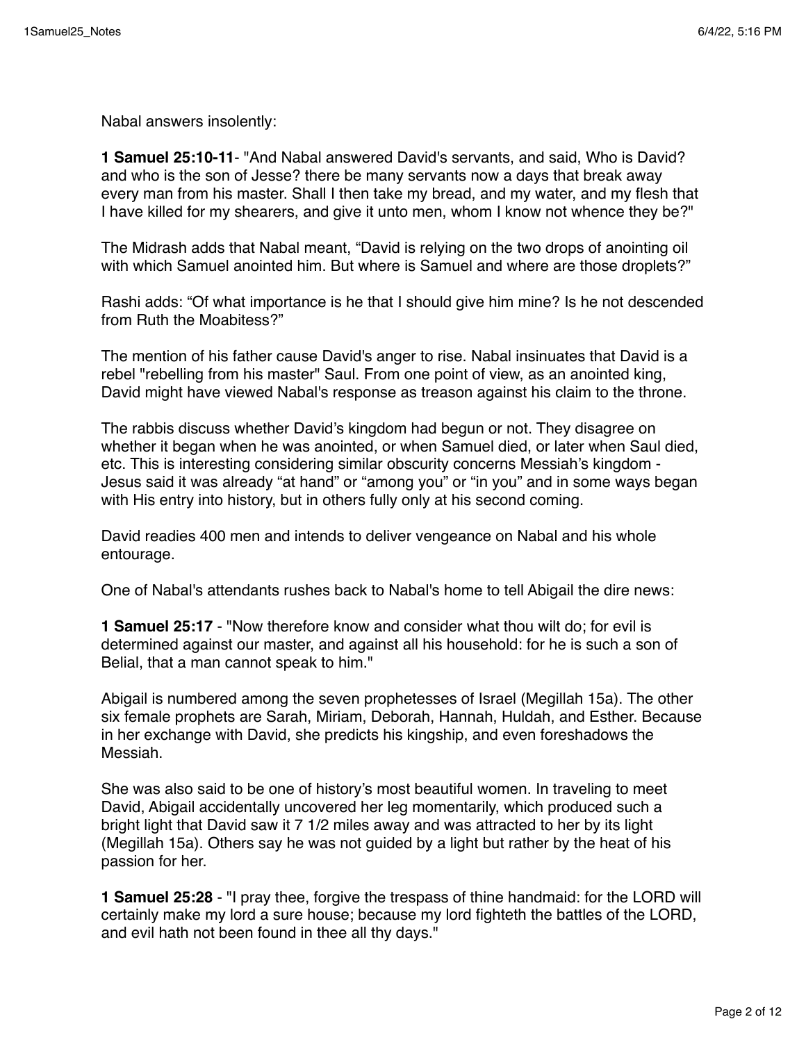Nabal answers insolently:

**1 Samuel 25:10-11**- "And Nabal answered David's servants, and said, Who is David? and who is the son of Jesse? there be many servants now a days that break away every man from his master. Shall I then take my bread, and my water, and my flesh that I have killed for my shearers, and give it unto men, whom I know not whence they be?"

The Midrash adds that Nabal meant, “David is relying on the two drops of anointing oil with which Samuel anointed him. But where is Samuel and where are those droplets?”

Rashi adds: “Of what importance is he that I should give him mine? Is he not descended from Ruth the Moabitess?”

The mention of his father cause David's anger to rise. Nabal insinuates that David is a rebel "rebelling from his master" Saul. From one point of view, as an anointed king, David might have viewed Nabal's response as treason against his claim to the throne.

The rabbis discuss whether David’s kingdom had begun or not. They disagree on whether it began when he was anointed, or when Samuel died, or later when Saul died, etc. This is interesting considering similar obscurity concerns Messiah’s kingdom - Jesus said it was already “at hand” or “among you” or “in you” and in some ways began with His entry into history, but in others fully only at his second coming.

David readies 400 men and intends to deliver vengeance on Nabal and his whole entourage.

One of Nabal's attendants rushes back to Nabal's home to tell Abigail the dire news:

**1 Samuel 25:17** - "Now therefore know and consider what thou wilt do; for evil is determined against our master, and against all his household: for he is such a son of Belial, that a man cannot speak to him."

Abigail is numbered among the seven prophetesses of Israel (Megillah 15a). The other six female prophets are Sarah, Miriam, Deborah, Hannah, Huldah, and Esther. Because in her exchange with David, she predicts his kingship, and even foreshadows the Messiah.

She was also said to be one of history’s most beautiful women. In traveling to meet David, Abigail accidentally uncovered her leg momentarily, which produced such a bright light that David saw it 7 1/2 miles away and was attracted to her by its light (Megillah 15a). Others say he was not guided by a light but rather by the heat of his passion for her.

**1 Samuel 25:28** - "I pray thee, forgive the trespass of thine handmaid: for the LORD will certainly make my lord a sure house; because my lord fighteth the battles of the LORD, and evil hath not been found in thee all thy days."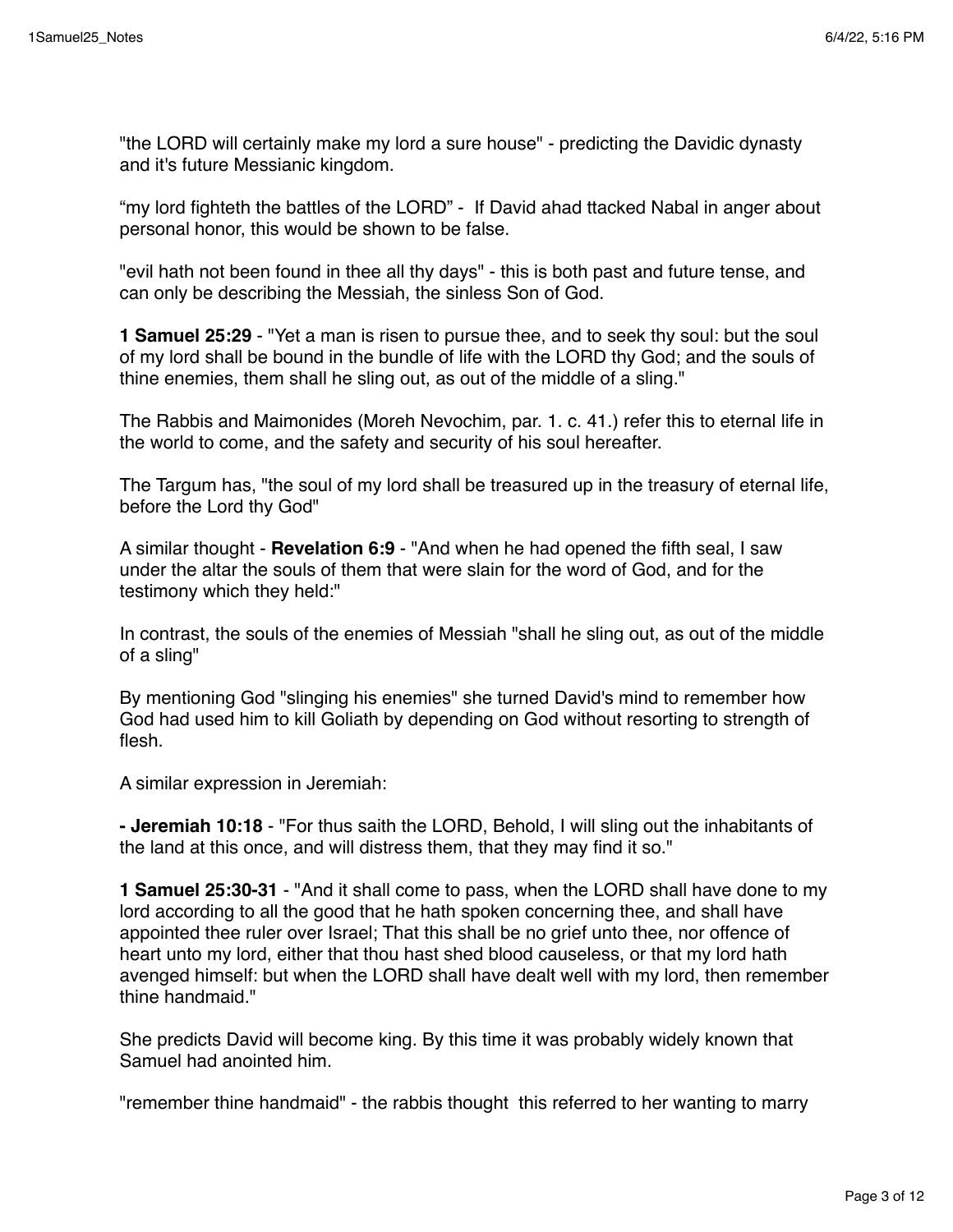"the LORD will certainly make my lord a sure house" - predicting the Davidic dynasty and it's future Messianic kingdom.

“my lord fighteth the battles of the LORD” - If David ahad ttacked Nabal in anger about personal honor, this would be shown to be false.

"evil hath not been found in thee all thy days" - this is both past and future tense, and can only be describing the Messiah, the sinless Son of God.

**1 Samuel 25:29** - "Yet a man is risen to pursue thee, and to seek thy soul: but the soul of my lord shall be bound in the bundle of life with the LORD thy God; and the souls of thine enemies, them shall he sling out, as out of the middle of a sling."

The Rabbis and Maimonides (Moreh Nevochim, par. 1. c. 41.) refer this to eternal life in the world to come, and the safety and security of his soul hereafter.

The Targum has, "the soul of my lord shall be treasured up in the treasury of eternal life, before the Lord thy God"

A similar thought - **Revelation 6:9** - "And when he had opened the fifth seal, I saw under the altar the souls of them that were slain for the word of God, and for the testimony which they held:"

In contrast, the souls of the enemies of Messiah "shall he sling out, as out of the middle of a sling"

By mentioning God "slinging his enemies" she turned David's mind to remember how God had used him to kill Goliath by depending on God without resorting to strength of flesh.

A similar expression in Jeremiah:

**- Jeremiah 10:18** - "For thus saith the LORD, Behold, I will sling out the inhabitants of the land at this once, and will distress them, that they may find it so."

**1 Samuel 25:30-31** - "And it shall come to pass, when the LORD shall have done to my lord according to all the good that he hath spoken concerning thee, and shall have appointed thee ruler over Israel; That this shall be no grief unto thee, nor offence of heart unto my lord, either that thou hast shed blood causeless, or that my lord hath avenged himself: but when the LORD shall have dealt well with my lord, then remember thine handmaid."

She predicts David will become king. By this time it was probably widely known that Samuel had anointed him.

"remember thine handmaid" - the rabbis thought this referred to her wanting to marry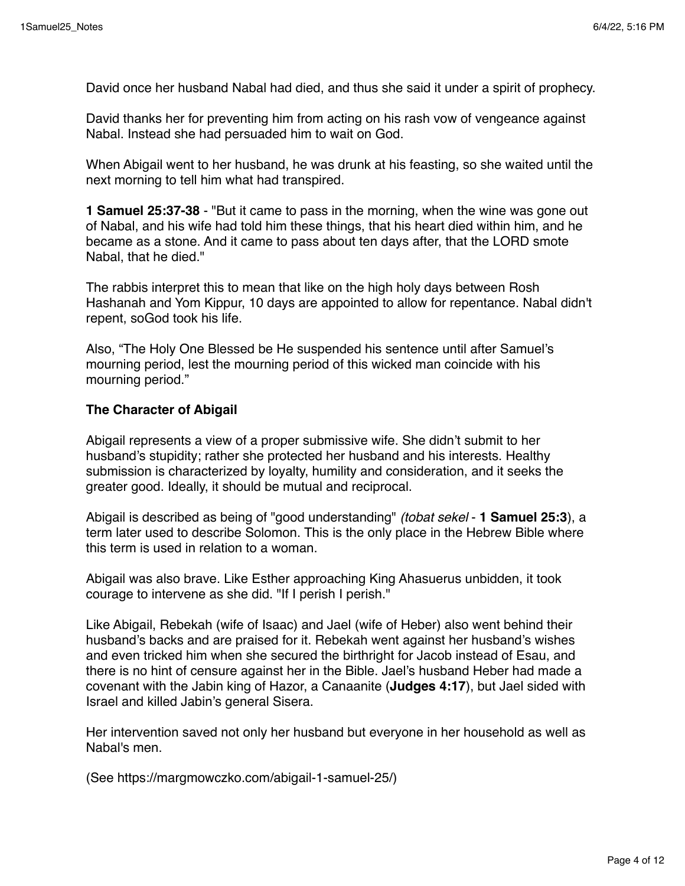David once her husband Nabal had died, and thus she said it under a spirit of prophecy.

David thanks her for preventing him from acting on his rash vow of vengeance against Nabal. Instead she had persuaded him to wait on God.

When Abigail went to her husband, he was drunk at his feasting, so she waited until the next morning to tell him what had transpired.

**1 Samuel 25:37-38** - "But it came to pass in the morning, when the wine was gone out of Nabal, and his wife had told him these things, that his heart died within him, and he became as a stone. And it came to pass about ten days after, that the LORD smote Nabal, that he died."

The rabbis interpret this to mean that like on the high holy days between Rosh Hashanah and Yom Kippur, 10 days are appointed to allow for repentance. Nabal didn't repent, soGod took his life.

Also, “The Holy One Blessed be He suspended his sentence until after Samuel’s mourning period, lest the mourning period of this wicked man coincide with his mourning period.”

**The Character of Abigail**

Abigail represents a view of a proper submissive wife. She didn’t submit to her husband’s stupidity; rather she protected her husband and his interests. Healthy submission is characterized by loyalty, humility and consideration, and it seeks the greater good. Ideally, it should be mutual and reciprocal.

Abigail is described as being of "good understanding" *(tobat sekel* - **1 Samuel 25:3**), a term later used to describe Solomon. This is the only place in the Hebrew Bible where this term is used in relation to a woman.

Abigail was also brave. Like Esther approaching King Ahasuerus unbidden, it took courage to intervene as she did. "If I perish I perish."

Like Abigail, Rebekah (wife of Isaac) and Jael (wife of Heber) also went behind their husband’s backs and are praised for it. Rebekah went against her husband’s wishes and even tricked him when she secured the birthright for Jacob instead of Esau, and there is no hint of censure against her in the Bible. Jael’s husband Heber had made a covenant with the Jabin king of Hazor, a Canaanite (**Judges 4:17**), but Jael sided with Israel and killed Jabin’s general Sisera.

Her intervention saved not only her husband but everyone in her household as well as Nabal's men.

(See https://margmowczko.com/abigail-1-samuel-25/)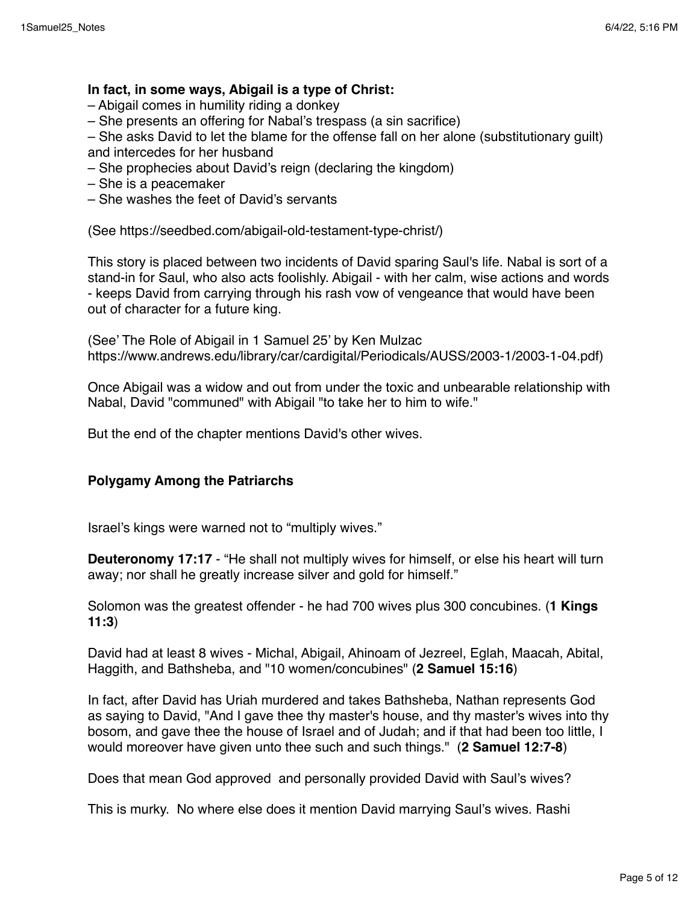**In fact, in some ways, Abigail is a type of Christ:**

– Abigail comes in humility riding a donkey
– She presents an offering for Nabal's trespass (a sin sacrifice)
– She asks David to let the blame for the offense fall on her alone (substitutionary guilt) and intercedes for her husband
– She prophecies about David's reign (declaring the kingdom)
– She is a peacemaker
– She washes the feet of David's servants

(See https://seedbed.com/abigail-old-testament-type-christ/)

This story is placed between two incidents of David sparing Saul's life. Nabal is sort of a stand-in for Saul, who also acts foolishly. Abigail - with her calm, wise actions and words - keeps David from carrying through his rash vow of vengeance that would have been out of character for a future king.

(See' The Role of Abigail in 1 Samuel 25' by Ken Mulzac https://www.andrews.edu/library/car/cardigital/Periodicals/AUSS/2003-1/2003-1-04.pdf)

Once Abigail was a widow and out from under the toxic and unbearable relationship with Nabal, David "communed" with Abigail "to take her to him to wife."

But the end of the chapter mentions David's other wives.

**Polygamy Among the Patriarchs**

Israel's kings were warned not to "multiply wives."

**Deuteronomy 17:17** - "He shall not multiply wives for himself, or else his heart will turn away; nor shall he greatly increase silver and gold for himself."

Solomon was the greatest offender - he had 700 wives plus 300 concubines. (**1 Kings 11:3**)

David had at least 8 wives - Michal, Abigail, Ahinoam of Jezreel, Eglah, Maacah, Abital, Haggith, and Bathsheba, and "10 women/concubines" (**2 Samuel 15:16**)

In fact, after David has Uriah murdered and takes Bathsheba, Nathan represents God as saying to David, "And I gave thee thy master's house, and thy master's wives into thy bosom, and gave thee the house of Israel and of Judah; and if that had been too little, I would moreover have given unto thee such and such things." (**2 Samuel 12:7-8**)

Does that mean God approved and personally provided David with Saul's wives?

This is murky. No where else does it mention David marrying Saul's wives. Rashi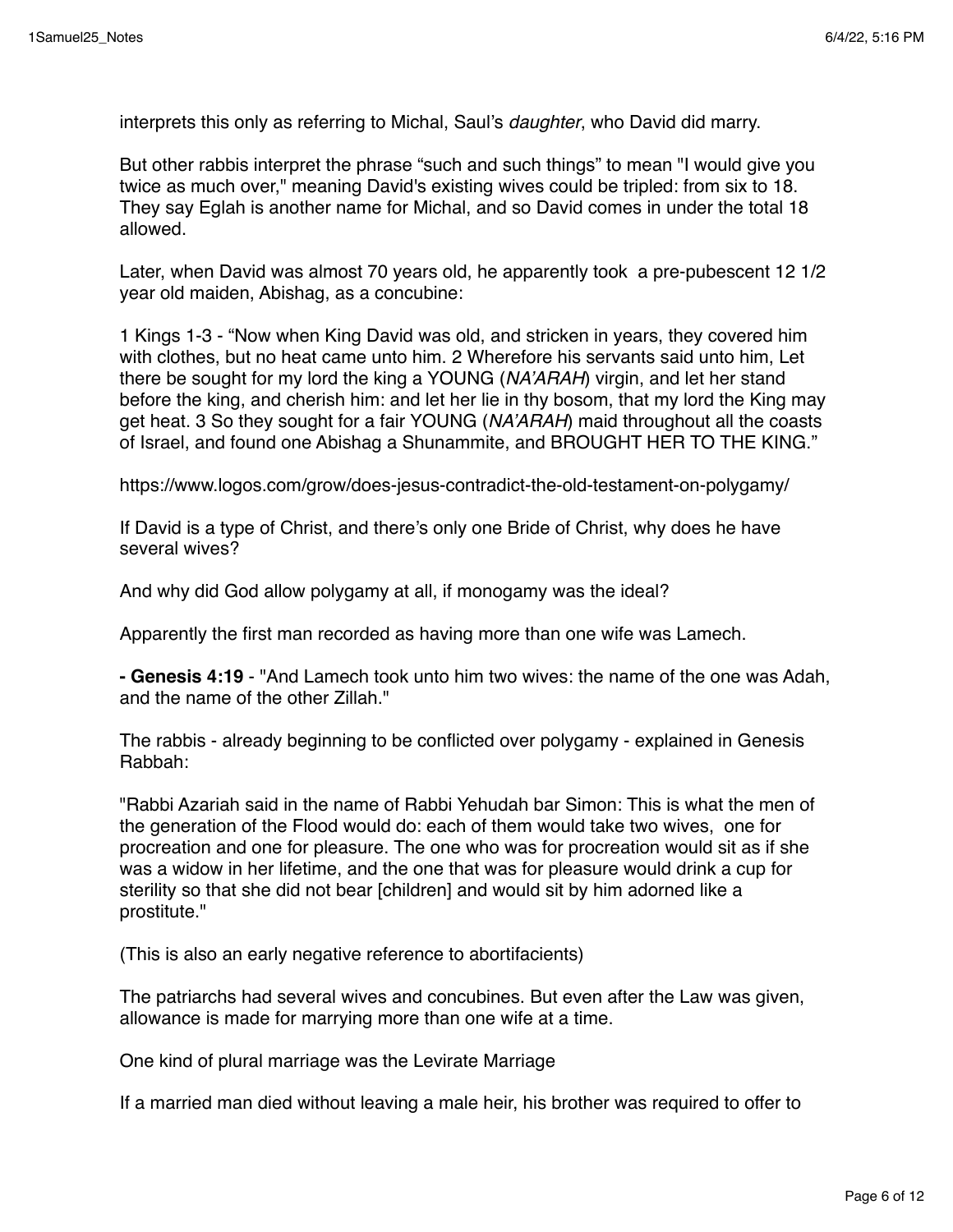interprets this only as referring to Michal, Saul's *daughter*, who David did marry.

But other rabbis interpret the phrase "such and such things" to mean "I would give you twice as much over," meaning David's existing wives could be tripled: from six to 18. They say Eglah is another name for Michal, and so David comes in under the total 18 allowed.

Later, when David was almost 70 years old, he apparently took a pre-pubescent 12 1/2 year old maiden, Abishag, as a concubine:

1 Kings 1-3 - "Now when King David was old, and stricken in years, they covered him with clothes, but no heat came unto him. 2 Wherefore his servants said unto him, Let there be sought for my lord the king a YOUNG (*NA'ARAH*) virgin, and let her stand before the king, and cherish him: and let her lie in thy bosom, that my lord the King may get heat. 3 So they sought for a fair YOUNG (*NA'ARAH*) maid throughout all the coasts of Israel, and found one Abishag a Shunammite, and BROUGHT HER TO THE KING."

https://www.logos.com/grow/does-jesus-contradict-the-old-testament-on-polygamy/

If David is a type of Christ, and there's only one Bride of Christ, why does he have several wives?

And why did God allow polygamy at all, if monogamy was the ideal?

Apparently the first man recorded as having more than one wife was Lamech.

**- Genesis 4:19** - "And Lamech took unto him two wives: the name of the one was Adah, and the name of the other Zillah."

The rabbis - already beginning to be conflicted over polygamy - explained in Genesis Rabbah:

"Rabbi Azariah said in the name of Rabbi Yehudah bar Simon: This is what the men of the generation of the Flood would do: each of them would take two wives, one for procreation and one for pleasure. The one who was for procreation would sit as if she was a widow in her lifetime, and the one that was for pleasure would drink a cup for sterility so that she did not bear [children] and would sit by him adorned like a prostitute."

(This is also an early negative reference to abortifacients)

The patriarchs had several wives and concubines. But even after the Law was given, allowance is made for marrying more than one wife at a time.

One kind of plural marriage was the Levirate Marriage

If a married man died without leaving a male heir, his brother was required to offer to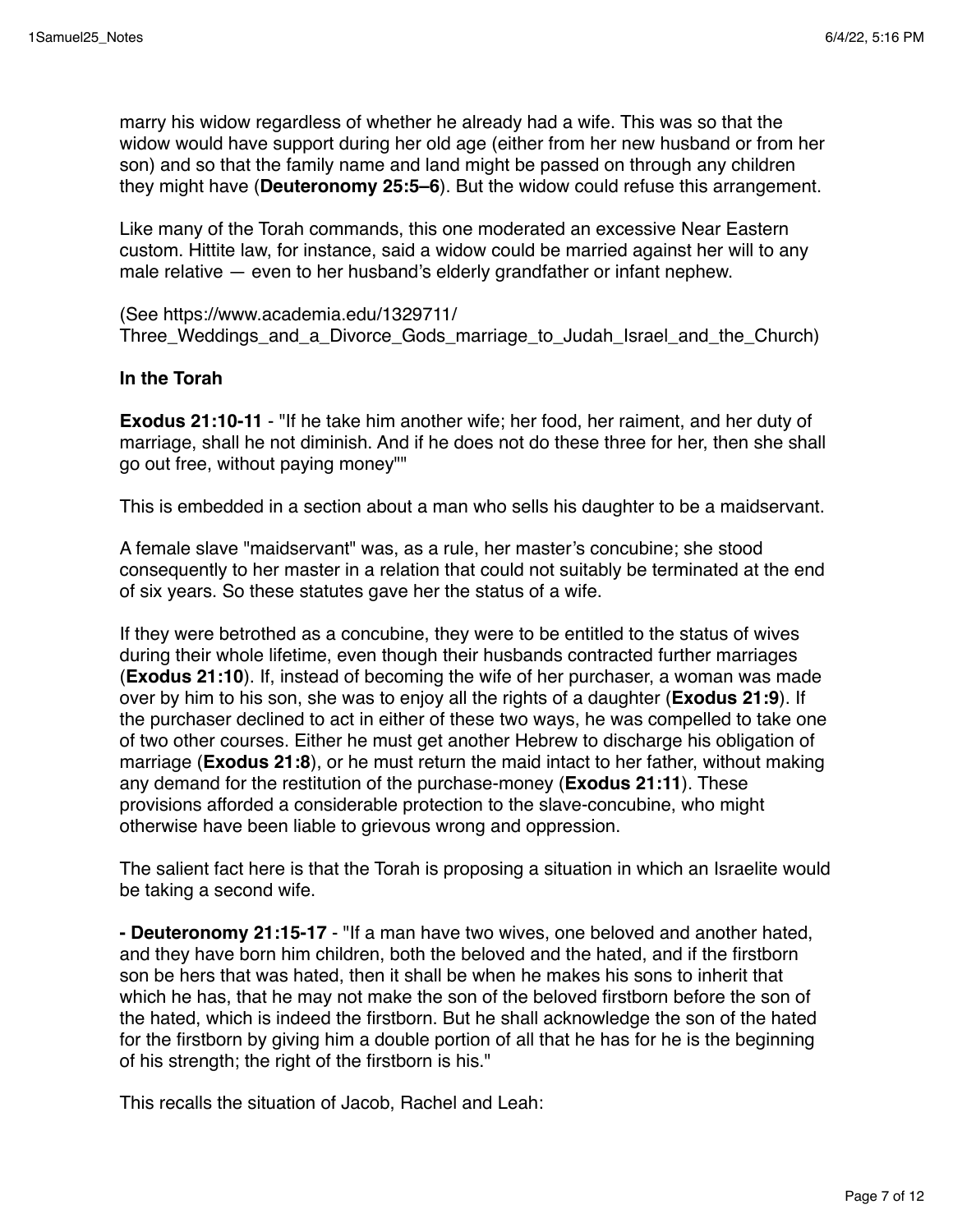marry his widow regardless of whether he already had a wife. This was so that the widow would have support during her old age (either from her new husband or from her son) and so that the family name and land might be passed on through any children they might have (**Deuteronomy 25:5–6**). But the widow could refuse this arrangement.

Like many of the Torah commands, this one moderated an excessive Near Eastern custom. Hittite law, for instance, said a widow could be married against her will to any male relative — even to her husband's elderly grandfather or infant nephew.

(See https://www.academia.edu/1329711/Three_Weddings_and_a_Divorce_Gods_marriage_to_Judah_Israel_and_the_Church)

**In the Torah**

**Exodus 21:10-11** - "If he take him another wife; her food, her raiment, and her duty of marriage, shall he not diminish. And if he does not do these three for her, then she shall go out free, without paying money""

This is embedded in a section about a man who sells his daughter to be a maidservant.

A female slave "maidservant" was, as a rule, her master's concubine; she stood consequently to her master in a relation that could not suitably be terminated at the end of six years. So these statutes gave her the status of a wife.

If they were betrothed as a concubine, they were to be entitled to the status of wives during their whole lifetime, even though their husbands contracted further marriages (**Exodus 21:10**). If, instead of becoming the wife of her purchaser, a woman was made over by him to his son, she was to enjoy all the rights of a daughter (**Exodus 21:9**). If the purchaser declined to act in either of these two ways, he was compelled to take one of two other courses. Either he must get another Hebrew to discharge his obligation of marriage (**Exodus 21:8**), or he must return the maid intact to her father, without making any demand for the restitution of the purchase-money (**Exodus 21:11**). These provisions afforded a considerable protection to the slave-concubine, who might otherwise have been liable to grievous wrong and oppression.

The salient fact here is that the Torah is proposing a situation in which an Israelite would be taking a second wife.

**- Deuteronomy 21:15-17** - "If a man have two wives, one beloved and another hated, and they have born him children, both the beloved and the hated, and if the firstborn son be hers that was hated, then it shall be when he makes his sons to inherit that which he has, that he may not make the son of the beloved firstborn before the son of the hated, which is indeed the firstborn. But he shall acknowledge the son of the hated for the firstborn by giving him a double portion of all that he has for he is the beginning of his strength; the right of the firstborn is his."

This recalls the situation of Jacob, Rachel and Leah: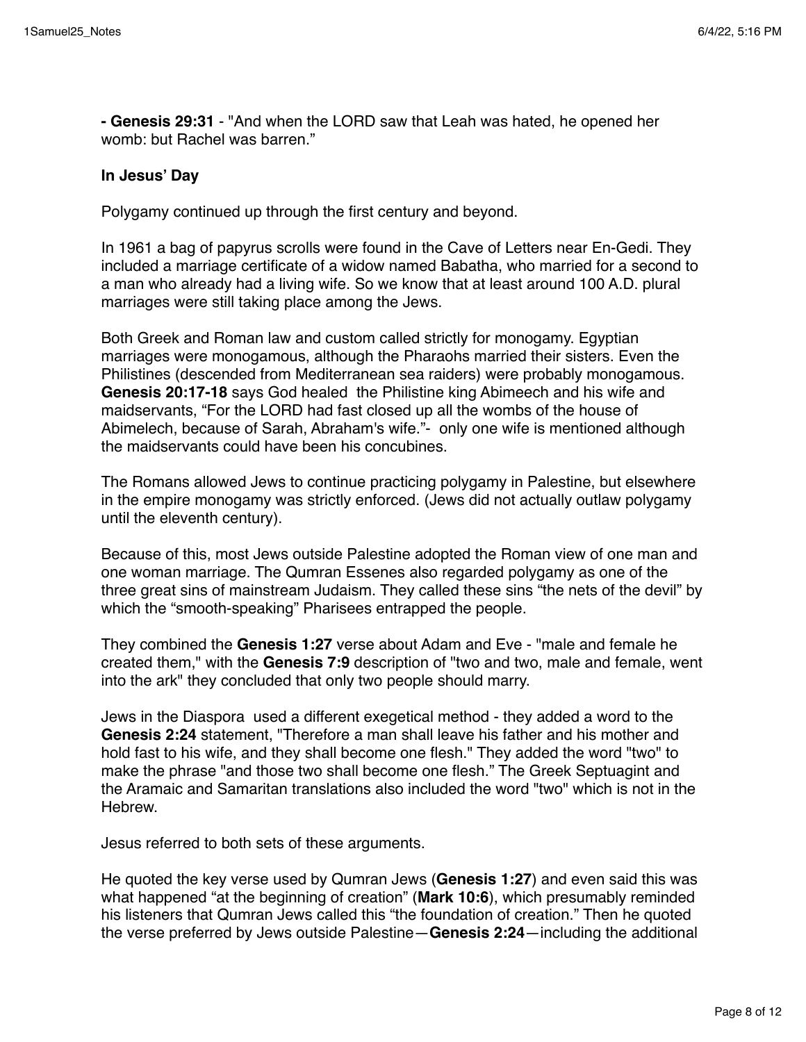**- Genesis 29:31** - "And when the LORD saw that Leah was hated, he opened her womb: but Rachel was barren."

**In Jesus' Day**

Polygamy continued up through the first century and beyond.

In 1961 a bag of papyrus scrolls were found in the Cave of Letters near En-Gedi. They included a marriage certificate of a widow named Babatha, who married for a second to a man who already had a living wife. So we know that at least around 100 A.D. plural marriages were still taking place among the Jews.

Both Greek and Roman law and custom called strictly for monogamy. Egyptian marriages were monogamous, although the Pharaohs married their sisters. Even the Philistines (descended from Mediterranean sea raiders) were probably monogamous. **Genesis 20:17-18** says God healed the Philistine king Abimeech and his wife and maidservants, "For the LORD had fast closed up all the wombs of the house of Abimelech, because of Sarah, Abraham's wife."- only one wife is mentioned although the maidservants could have been his concubines.

The Romans allowed Jews to continue practicing polygamy in Palestine, but elsewhere in the empire monogamy was strictly enforced. (Jews did not actually outlaw polygamy until the eleventh century).

Because of this, most Jews outside Palestine adopted the Roman view of one man and one woman marriage. The Qumran Essenes also regarded polygamy as one of the three great sins of mainstream Judaism. They called these sins "the nets of the devil" by which the "smooth-speaking" Pharisees entrapped the people.

They combined the **Genesis 1:27** verse about Adam and Eve - "male and female he created them," with the **Genesis 7:9** description of "two and two, male and female, went into the ark" they concluded that only two people should marry.

Jews in the Diaspora used a different exegetical method - they added a word to the **Genesis 2:24** statement, "Therefore a man shall leave his father and his mother and hold fast to his wife, and they shall become one flesh." They added the word "two" to make the phrase "and those two shall become one flesh." The Greek Septuagint and the Aramaic and Samaritan translations also included the word "two" which is not in the Hebrew.

Jesus referred to both sets of these arguments.

He quoted the key verse used by Qumran Jews (**Genesis 1:27**) and even said this was what happened "at the beginning of creation" (**Mark 10:6**), which presumably reminded his listeners that Qumran Jews called this "the foundation of creation." Then he quoted the verse preferred by Jews outside Palestine—**Genesis 2:24**—including the additional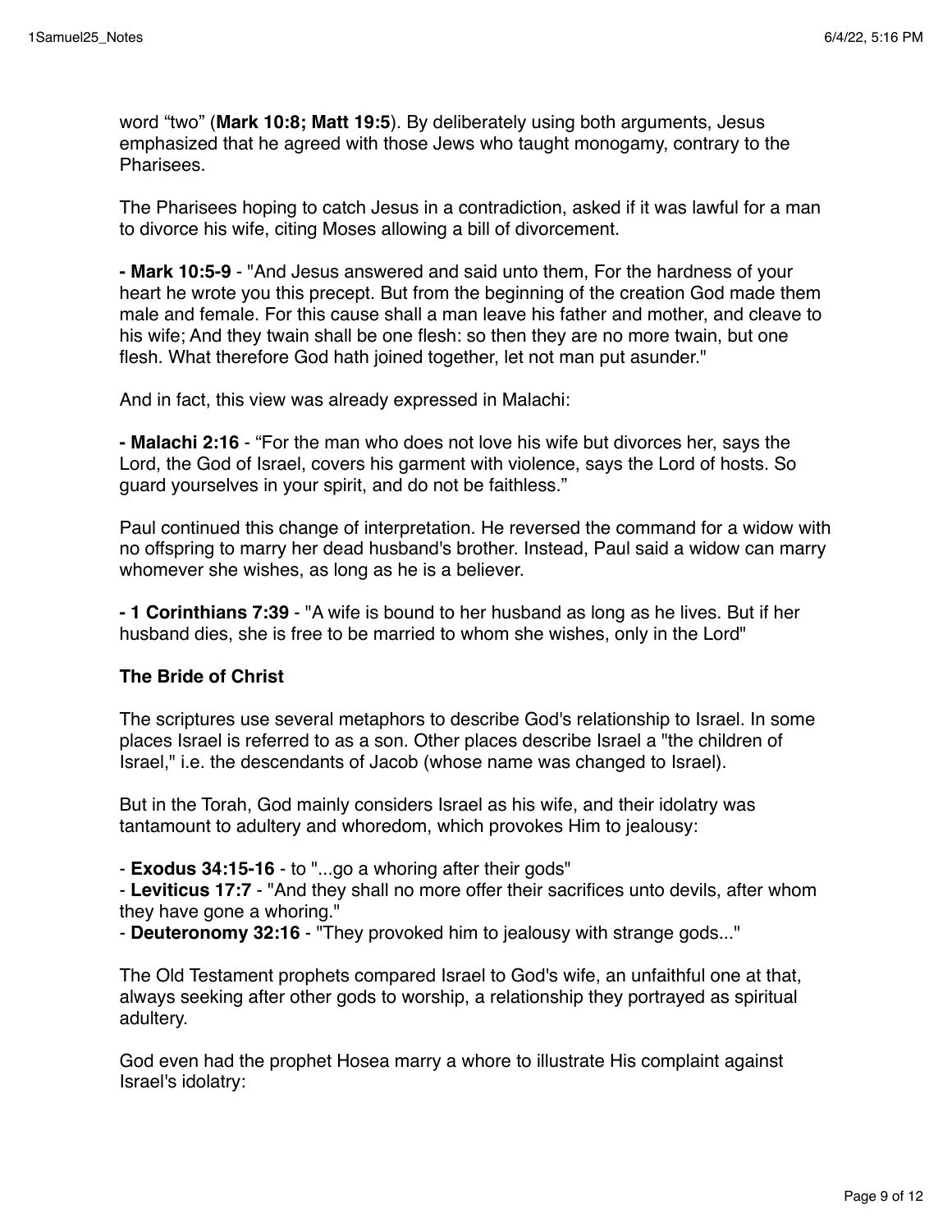word “two” (**Mark 10:8; Matt 19:5**). By deliberately using both arguments, Jesus emphasized that he agreed with those Jews who taught monogamy, contrary to the Pharisees.

The Pharisees hoping to catch Jesus in a contradiction, asked if it was lawful for a man to divorce his wife, citing Moses allowing a bill of divorcement.

**- Mark 10:5-9** - "And Jesus answered and said unto them, For the hardness of your heart he wrote you this precept. But from the beginning of the creation God made them male and female. For this cause shall a man leave his father and mother, and cleave to his wife; And they twain shall be one flesh: so then they are no more twain, but one flesh. What therefore God hath joined together, let not man put asunder."

And in fact, this view was already expressed in Malachi:

**- Malachi 2:16** - “For the man who does not love his wife but divorces her, says the Lord, the God of Israel, covers his garment with violence, says the Lord of hosts. So guard yourselves in your spirit, and do not be faithless.”

Paul continued this change of interpretation. He reversed the command for a widow with no offspring to marry her dead husband's brother. Instead, Paul said a widow can marry whomever she wishes, as long as he is a believer.

**- 1 Corinthians 7:39** - "A wife is bound to her husband as long as he lives. But if her husband dies, she is free to be married to whom she wishes, only in the Lord"

**The Bride of Christ**

The scriptures use several metaphors to describe God's relationship to Israel. In some places Israel is referred to as a son. Other places describe Israel a "the children of Israel," i.e. the descendants of Jacob (whose name was changed to Israel).

But in the Torah, God mainly considers Israel as his wife, and their idolatry was tantamount to adultery and whoredom, which provokes Him to jealousy:

- **Exodus 34:15-16** - to "...go a whoring after their gods"
- **Leviticus 17:7** - "And they shall no more offer their sacrifices unto devils, after whom they have gone a whoring."
- **Deuteronomy 32:16** - "They provoked him to jealousy with strange gods..."

The Old Testament prophets compared Israel to God's wife, an unfaithful one at that, always seeking after other gods to worship, a relationship they portrayed as spiritual adultery.

God even had the prophet Hosea marry a whore to illustrate His complaint against Israel's idolatry: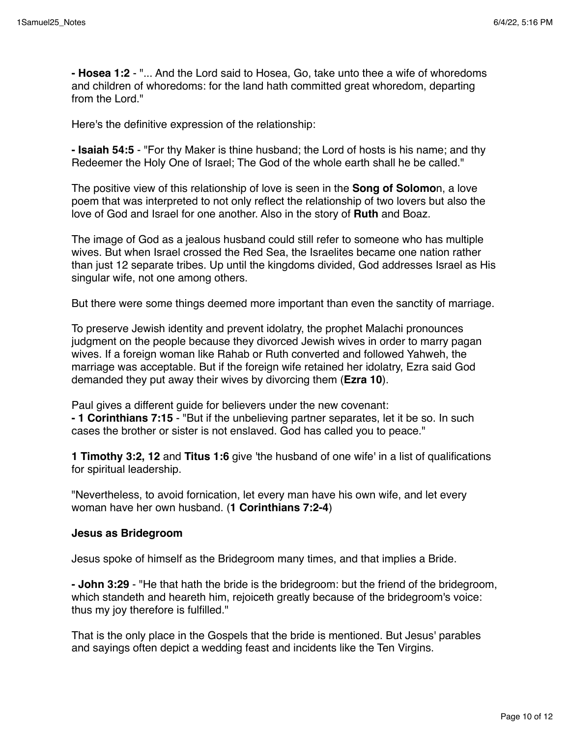**- Hosea 1:2** - "... And the Lord said to Hosea, Go, take unto thee a wife of whoredoms and children of whoredoms: for the land hath committed great whoredom, departing from the Lord."

Here's the definitive expression of the relationship:

**- Isaiah 54:5** - "For thy Maker is thine husband; the Lord of hosts is his name; and thy Redeemer the Holy One of Israel; The God of the whole earth shall he be called."

The positive view of this relationship of love is seen in the **Song of Solomo**n, a love poem that was interpreted to not only reflect the relationship of two lovers but also the love of God and Israel for one another. Also in the story of **Ruth** and Boaz.

The image of God as a jealous husband could still refer to someone who has multiple wives. But when Israel crossed the Red Sea, the Israelites became one nation rather than just 12 separate tribes. Up until the kingdoms divided, God addresses Israel as His singular wife, not one among others.

But there were some things deemed more important than even the sanctity of marriage.

To preserve Jewish identity and prevent idolatry, the prophet Malachi pronounces judgment on the people because they divorced Jewish wives in order to marry pagan wives. If a foreign woman like Rahab or Ruth converted and followed Yahweh, the marriage was acceptable. But if the foreign wife retained her idolatry, Ezra said God demanded they put away their wives by divorcing them (**Ezra 10**).

Paul gives a different guide for believers under the new covenant:
**- 1 Corinthians 7:15** - "But if the unbelieving partner separates, let it be so. In such cases the brother or sister is not enslaved. God has called you to peace."

**1 Timothy 3:2, 12** and **Titus 1:6** give 'the husband of one wife' in a list of qualifications for spiritual leadership.

"Nevertheless, to avoid fornication, let every man have his own wife, and let every woman have her own husband. (**1 Corinthians 7:2-4**)

**Jesus as Bridegroom**

Jesus spoke of himself as the Bridegroom many times, and that implies a Bride.

**- John 3:29** - "He that hath the bride is the bridegroom: but the friend of the bridegroom, which standeth and heareth him, rejoiceth greatly because of the bridegroom's voice: thus my joy therefore is fulfilled."

That is the only place in the Gospels that the bride is mentioned. But Jesus' parables and sayings often depict a wedding feast and incidents like the Ten Virgins.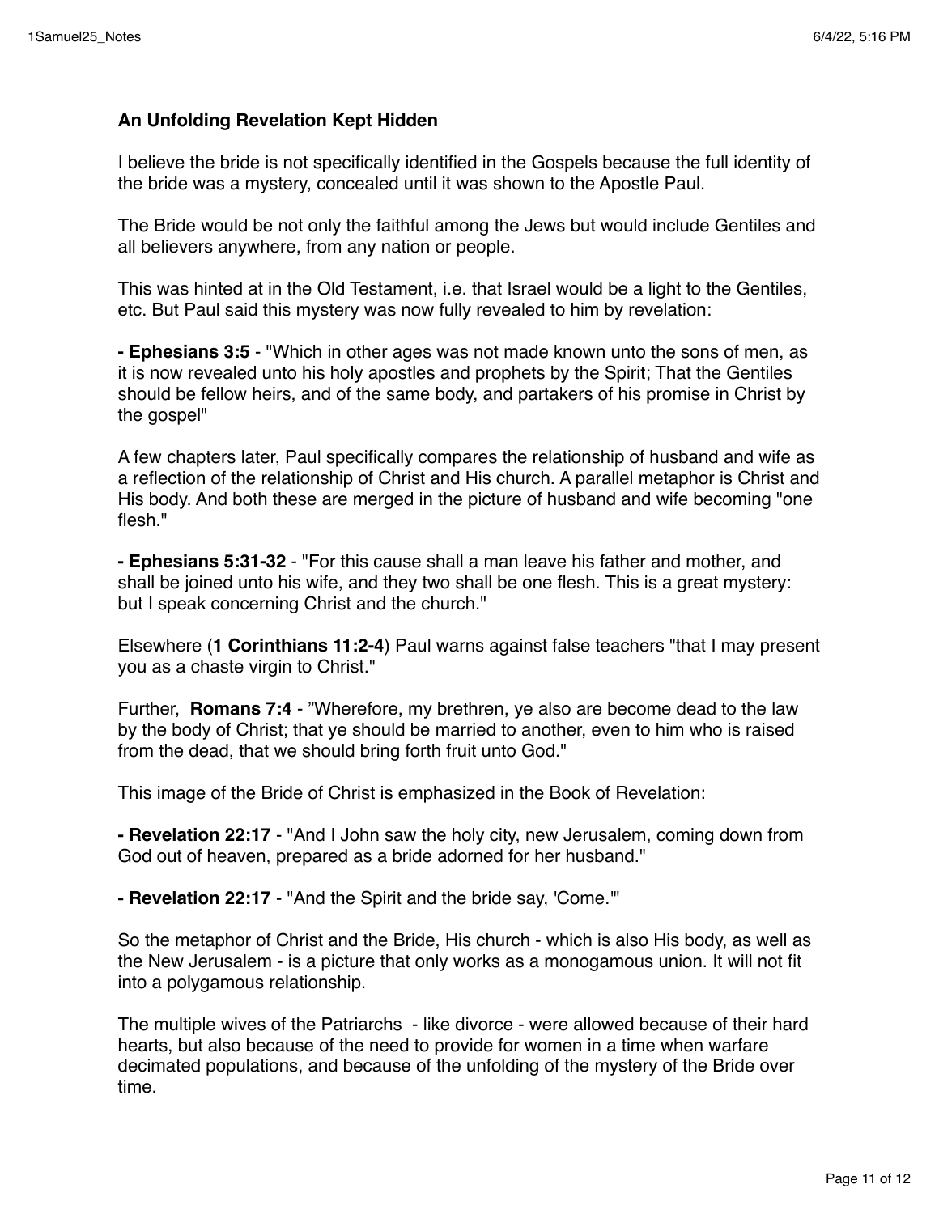**An Unfolding Revelation Kept Hidden**

I believe the bride is not specifically identified in the Gospels because the full identity of the bride was a mystery, concealed until it was shown to the Apostle Paul.

The Bride would be not only the faithful among the Jews but would include Gentiles and all believers anywhere, from any nation or people.

This was hinted at in the Old Testament, i.e. that Israel would be a light to the Gentiles, etc. But Paul said this mystery was now fully revealed to him by revelation:

**- Ephesians 3:5** - "Which in other ages was not made known unto the sons of men, as it is now revealed unto his holy apostles and prophets by the Spirit; That the Gentiles should be fellow heirs, and of the same body, and partakers of his promise in Christ by the gospel"

A few chapters later, Paul specifically compares the relationship of husband and wife as a reflection of the relationship of Christ and His church. A parallel metaphor is Christ and His body. And both these are merged in the picture of husband and wife becoming "one flesh."

**- Ephesians 5:31-32** - "For this cause shall a man leave his father and mother, and shall be joined unto his wife, and they two shall be one flesh. This is a great mystery: but I speak concerning Christ and the church."

Elsewhere (**1 Corinthians 11:2-4**) Paul warns against false teachers "that I may present you as a chaste virgin to Christ."

Further, **Romans 7:4** - "Wherefore, my brethren, ye also are become dead to the law by the body of Christ; that ye should be married to another, even to him who is raised from the dead, that we should bring forth fruit unto God."

This image of the Bride of Christ is emphasized in the Book of Revelation:

**- Revelation 22:17** - "And I John saw the holy city, new Jerusalem, coming down from God out of heaven, prepared as a bride adorned for her husband."

**- Revelation 22:17** - "And the Spirit and the bride say, 'Come.'"

So the metaphor of Christ and the Bride, His church - which is also His body, as well as the New Jerusalem - is a picture that only works as a monogamous union. It will not fit into a polygamous relationship.

The multiple wives of the Patriarchs - like divorce - were allowed because of their hard hearts, but also because of the need to provide for women in a time when warfare decimated populations, and because of the unfolding of the mystery of the Bride over time.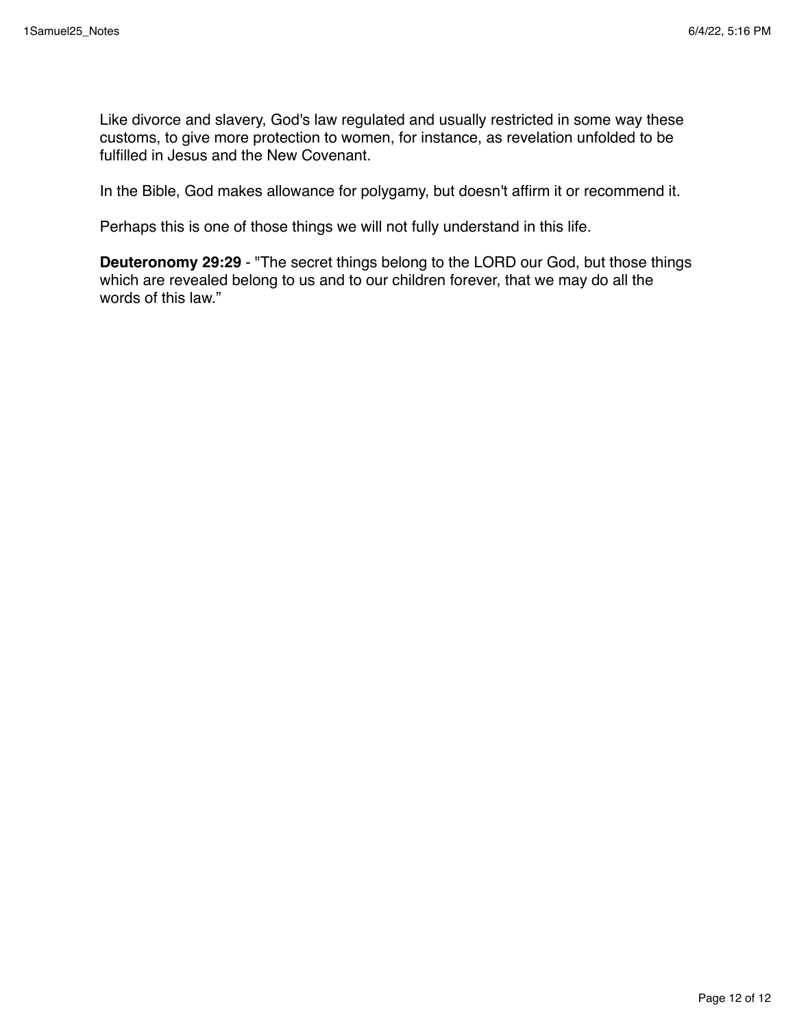Like divorce and slavery, God's law regulated and usually restricted in some way these customs, to give more protection to women, for instance, as revelation unfolded to be fulfilled in Jesus and the New Covenant.

In the Bible, God makes allowance for polygamy, but doesn't affirm it or recommend it.

Perhaps this is one of those things we will not fully understand in this life.

**Deuteronomy 29:29** - "The secret things belong to the LORD our God, but those things which are revealed belong to us and to our children forever, that we may do all the words of this law."